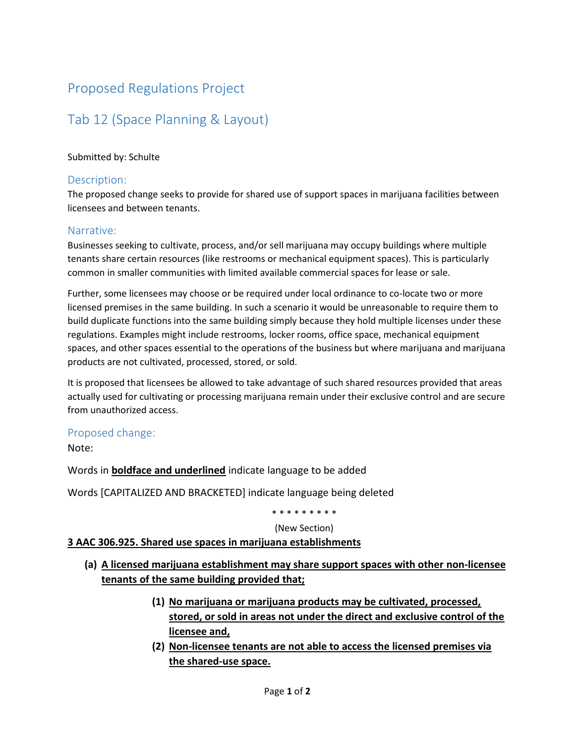# Proposed Regulations Project

## Tab 12 (Space Planning & Layout)

Submitted by: Schulte

### Description:

The proposed change seeks to provide for shared use of support spaces in marijuana facilities between licensees and between tenants.

### Narrative:

Businesses seeking to cultivate, process, and/or sell marijuana may occupy buildings where multiple tenants share certain resources (like restrooms or mechanical equipment spaces). This is particularly common in smaller communities with limited available commercial spaces for lease or sale.

Further, some licensees may choose or be required under local ordinance to co-locate two or more licensed premises in the same building. In such a scenario it would be unreasonable to require them to build duplicate functions into the same building simply because they hold multiple licenses under these regulations. Examples might include restrooms, locker rooms, office space, mechanical equipment spaces, and other spaces essential to the operations of the business but where marijuana and marijuana products are not cultivated, processed, stored, or sold.

It is proposed that licensees be allowed to take advantage of such shared resources provided that areas actually used for cultivating or processing marijuana remain under their exclusive control and are secure from unauthorized access.

### Proposed change:

Note:

Words in <u>**boldface and underlined**</u> indicate language to be added

Words [CAPITALIZED AND BRACKETED] indicate language being deleted

\* \* \* \* \* \* \* \* \*

(New Section)

<u>**3 AAC 306.925. Shared use spaces in marijuana establishments**</u>

**(a)** <u>**A licensed marijuana establishment may share support spaces with other non-licensee tenants of the same building provided that;**</u>

**(1)** <u>**No marijuana or marijuana products may be cultivated, processed, stored, or sold in areas not under the direct and exclusive control of the licensee and,**</u>

**(2)** <u>**Non-licensee tenants are not able to access the licensed premises via the shared-use space.**</u>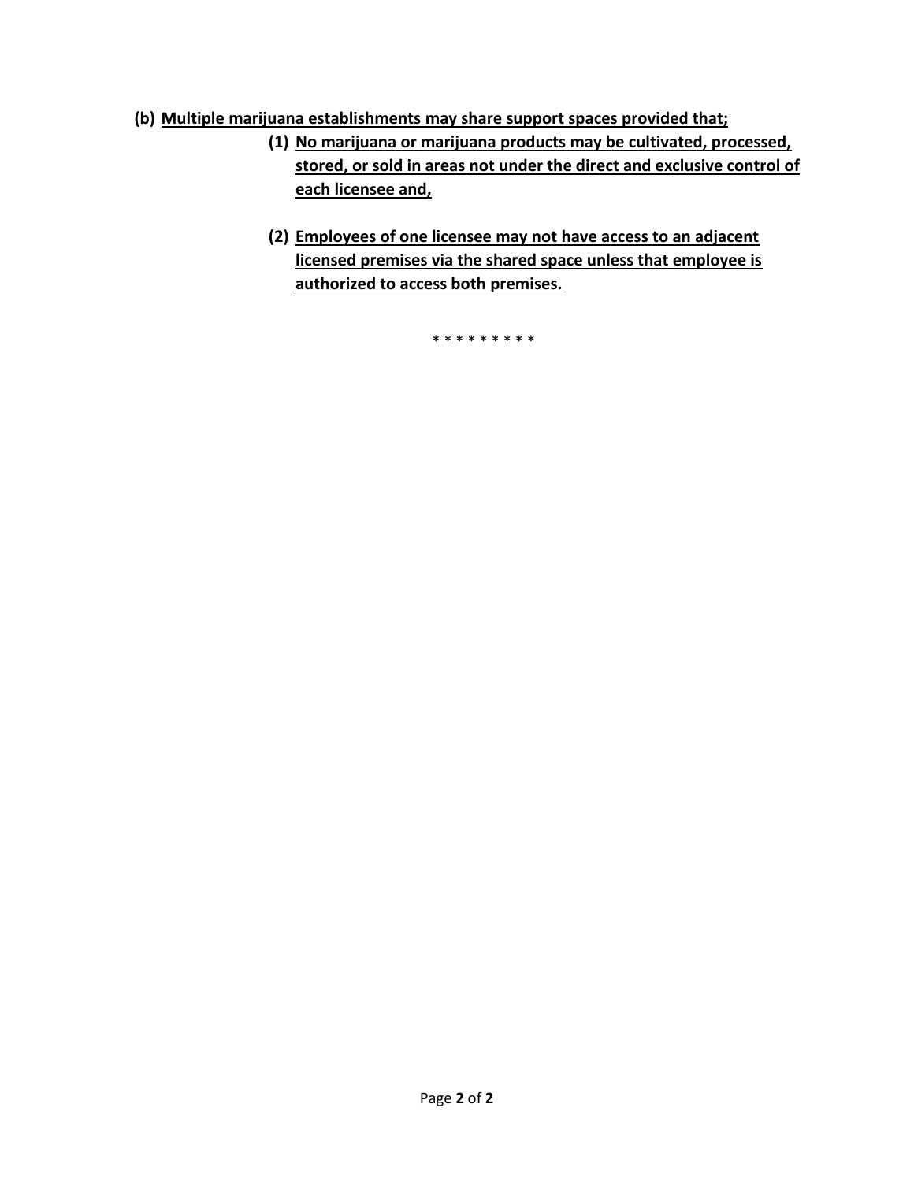**(b) Multiple marijuana establishments may share support spaces provided that;**

**(1) No marijuana or marijuana products may be cultivated, processed, stored, or sold in areas not under the direct and exclusive control of each licensee and,**

**(2) Employees of one licensee may not have access to an adjacent licensed premises via the shared space unless that employee is authorized to access both premises.**

* * * * * * * * *